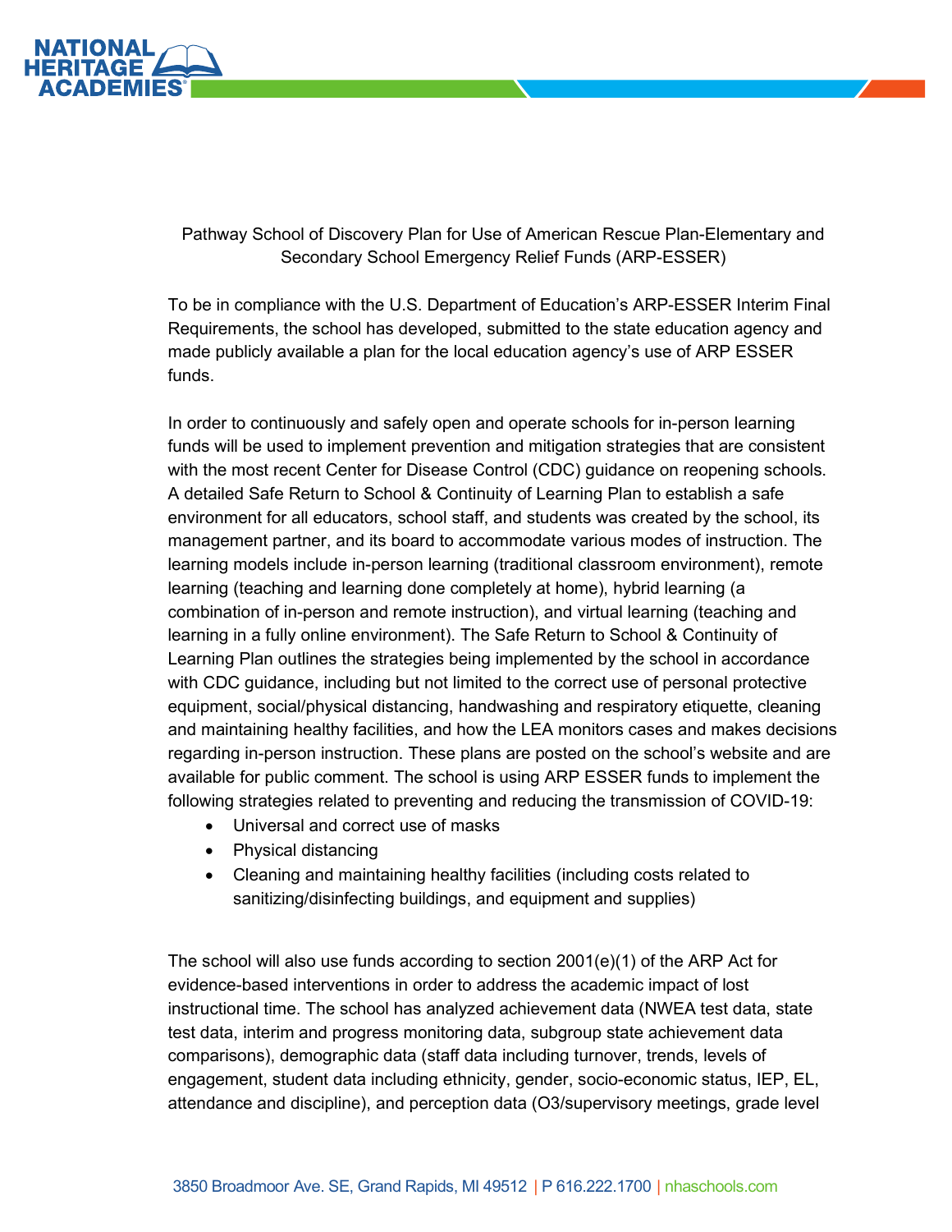Pathway School of Discovery Plan for Use of American Rescue Plan-Elementary and Secondary School Emergency Relief Funds (ARP-ESSER)

To be in compliance with the U.S. Department of Education's ARP-ESSER Interim Final Requirements, the school has developed, submitted to the state education agency and made publicly available a plan for the local education agency's use of ARP ESSER funds.

In order to continuously and safely open and operate schools for in-person learning funds will be used to implement prevention and mitigation strategies that are consistent with the most recent Center for Disease Control (CDC) guidance on reopening schools. A detailed Safe Return to School & Continuity of Learning Plan to establish a safe environment for all educators, school staff, and students was created by the school, its management partner, and its board to accommodate various modes of instruction. The learning models include in-person learning (traditional classroom environment), remote learning (teaching and learning done completely at home), hybrid learning (a combination of in-person and remote instruction), and virtual learning (teaching and learning in a fully online environment). The Safe Return to School & Continuity of Learning Plan outlines the strategies being implemented by the school in accordance with CDC guidance, including but not limited to the correct use of personal protective equipment, social/physical distancing, handwashing and respiratory etiquette, cleaning and maintaining healthy facilities, and how the LEA monitors cases and makes decisions regarding in-person instruction. These plans are posted on the school's website and are available for public comment. The school is using ARP ESSER funds to implement the following strategies related to preventing and reducing the transmission of COVID-19:

- Universal and correct use of masks
- Physical distancing
- Cleaning and maintaining healthy facilities (including costs related to sanitizing/disinfecting buildings, and equipment and supplies)

The school will also use funds according to section 2001(e)(1) of the ARP Act for evidence-based interventions in order to address the academic impact of lost instructional time. The school has analyzed achievement data (NWEA test data, state test data, interim and progress monitoring data, subgroup state achievement data comparisons), demographic data (staff data including turnover, trends, levels of engagement, student data including ethnicity, gender, socio-economic status, IEP, EL, attendance and discipline), and perception data (O3/supervisory meetings, grade level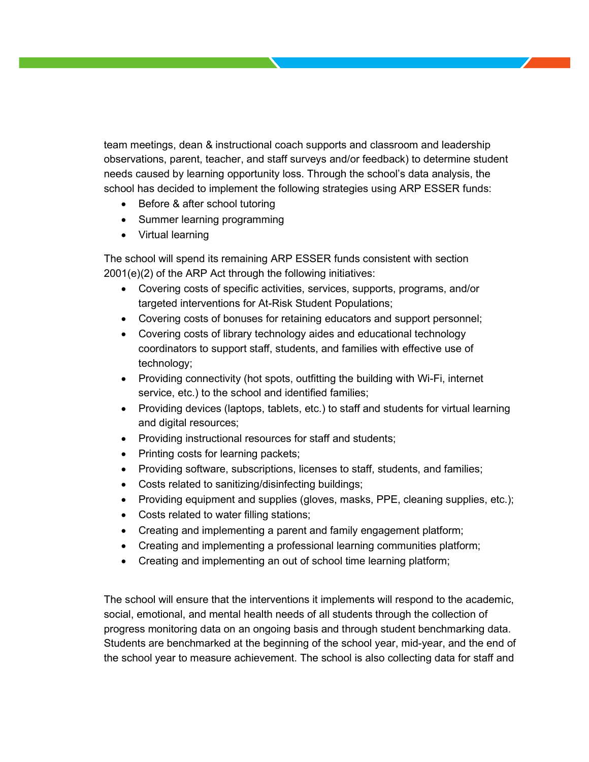team meetings, dean & instructional coach supports and classroom and leadership observations, parent, teacher, and staff surveys and/or feedback) to determine student needs caused by learning opportunity loss. Through the school's data analysis, the school has decided to implement the following strategies using ARP ESSER funds:

- Before & after school tutoring
- Summer learning programming
- Virtual learning

The school will spend its remaining ARP ESSER funds consistent with section 2001(e)(2) of the ARP Act through the following initiatives:

- Covering costs of specific activities, services, supports, programs, and/or targeted interventions for At-Risk Student Populations;
- Covering costs of bonuses for retaining educators and support personnel;
- Covering costs of library technology aides and educational technology coordinators to support staff, students, and families with effective use of technology;
- Providing connectivity (hot spots, outfitting the building with Wi-Fi, internet service, etc.) to the school and identified families;
- Providing devices (laptops, tablets, etc.) to staff and students for virtual learning and digital resources;
- Providing instructional resources for staff and students;
- Printing costs for learning packets;
- Providing software, subscriptions, licenses to staff, students, and families;
- Costs related to sanitizing/disinfecting buildings;
- Providing equipment and supplies (gloves, masks, PPE, cleaning supplies, etc.);
- Costs related to water filling stations;
- Creating and implementing a parent and family engagement platform;
- Creating and implementing a professional learning communities platform;
- Creating and implementing an out of school time learning platform;

The school will ensure that the interventions it implements will respond to the academic, social, emotional, and mental health needs of all students through the collection of progress monitoring data on an ongoing basis and through student benchmarking data. Students are benchmarked at the beginning of the school year, mid-year, and the end of the school year to measure achievement. The school is also collecting data for staff and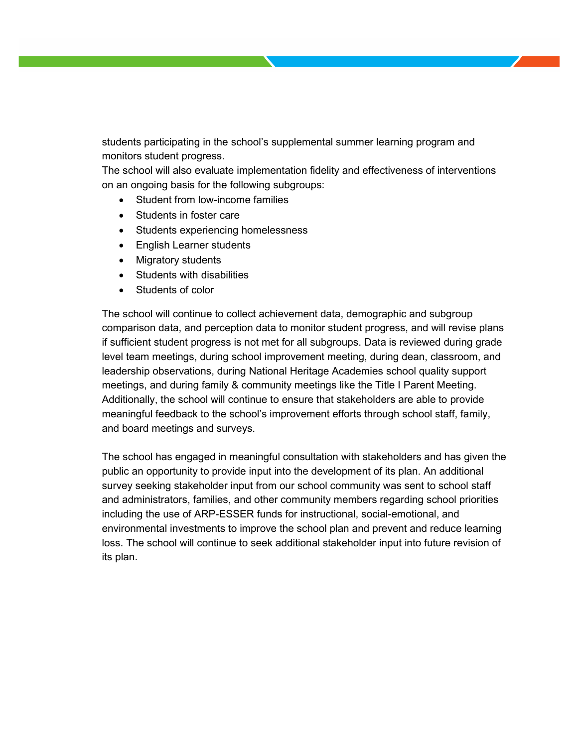students participating in the school's supplemental summer learning program and monitors student progress.

The school will also evaluate implementation fidelity and effectiveness of interventions on an ongoing basis for the following subgroups:

- Student from low-income families
- Students in foster care
- Students experiencing homelessness
- English Learner students
- Migratory students
- Students with disabilities
- Students of color

The school will continue to collect achievement data, demographic and subgroup comparison data, and perception data to monitor student progress, and will revise plans if sufficient student progress is not met for all subgroups. Data is reviewed during grade level team meetings, during school improvement meeting, during dean, classroom, and leadership observations, during National Heritage Academies school quality support meetings, and during family & community meetings like the Title I Parent Meeting. Additionally, the school will continue to ensure that stakeholders are able to provide meaningful feedback to the school's improvement efforts through school staff, family, and board meetings and surveys.

The school has engaged in meaningful consultation with stakeholders and has given the public an opportunity to provide input into the development of its plan. An additional survey seeking stakeholder input from our school community was sent to school staff and administrators, families, and other community members regarding school priorities including the use of ARP-ESSER funds for instructional, social-emotional, and environmental investments to improve the school plan and prevent and reduce learning loss. The school will continue to seek additional stakeholder input into future revision of its plan.